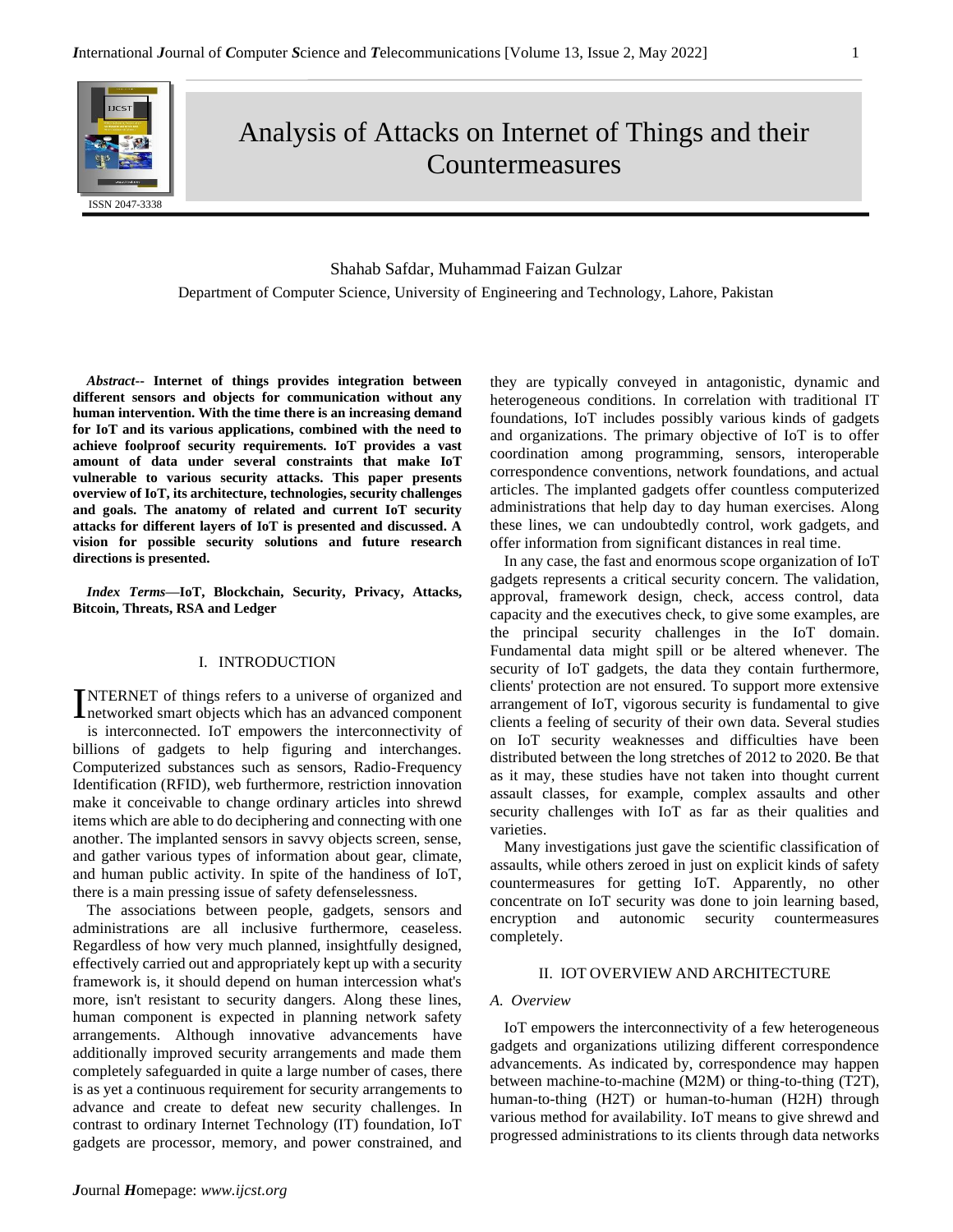# Analysis of Attacks on Internet of Things and their Countermeasures

Shahab Safdar, Muhammad Faizan Gulzar

Department of Computer Science, University of Engineering and Technology, Lahore, Pakistan

***Abstract*-- Internet of things provides integration between different sensors and objects for communication without any human intervention. With the time there is an increasing demand for IoT and its various applications, combined with the need to achieve foolproof security requirements. IoT provides a vast amount of data under several constraints that make IoT vulnerable to various security attacks. This paper presents overview of IoT, its architecture, technologies, security challenges and goals. The anatomy of related and current IoT security attacks for different layers of IoT is presented and discussed. A vision for possible security solutions and future research directions is presented.**

***Index Terms*—IoT, Blockchain, Security, Privacy, Attacks, Bitcoin, Threats, RSA and Ledger**

## I. INTRODUCTION

INTERNET of things refers to a universe of organized and networked smart objects which has an advanced component is interconnected. IoT empowers the interconnectivity of billions of gadgets to help figuring and interchanges. Computerized substances such as sensors, Radio-Frequency Identification (RFID), web furthermore, restriction innovation make it conceivable to change ordinary articles into shrewd items which are able to do deciphering and connecting with one another. The implanted sensors in savvy objects screen, sense, and gather various types of information about gear, climate, and human public activity. In spite of the handiness of IoT, there is a main pressing issue of safety defenselessness.

The associations between people, gadgets, sensors and administrations are all inclusive furthermore, ceaseless. Regardless of how very much planned, insightfully designed, effectively carried out and appropriately kept up with a security framework is, it should depend on human intercession what's more, isn't resistant to security dangers. Along these lines, human component is expected in planning network safety arrangements. Although innovative advancements have additionally improved security arrangements and made them completely safeguarded in quite a large number of cases, there is as yet a continuous requirement for security arrangements to advance and create to defeat new security challenges. In contrast to ordinary Internet Technology (IT) foundation, IoT gadgets are processor, memory, and power constrained, and they are typically conveyed in antagonistic, dynamic and heterogeneous conditions. In correlation with traditional IT foundations, IoT includes possibly various kinds of gadgets and organizations. The primary objective of IoT is to offer coordination among programming, sensors, interoperable correspondence conventions, network foundations, and actual articles. The implanted gadgets offer countless computerized administrations that help day to day human exercises. Along these lines, we can undoubtedly control, work gadgets, and offer information from significant distances in real time.

In any case, the fast and enormous scope organization of IoT gadgets represents a critical security concern. The validation, approval, framework design, check, access control, data capacity and the executives check, to give some examples, are the principal security challenges in the IoT domain. Fundamental data might spill or be altered whenever. The security of IoT gadgets, the data they contain furthermore, clients' protection are not ensured. To support more extensive arrangement of IoT, vigorous security is fundamental to give clients a feeling of security of their own data. Several studies on IoT security weaknesses and difficulties have been distributed between the long stretches of 2012 to 2020. Be that as it may, these studies have not taken into thought current assault classes, for example, complex assaults and other security challenges with IoT as far as their qualities and varieties.

Many investigations just gave the scientific classification of assaults, while others zeroed in just on explicit kinds of safety countermeasures for getting IoT. Apparently, no other concentrate on IoT security was done to join learning based, encryption and autonomic security countermeasures completely.

## II. IOT OVERVIEW AND ARCHITECTURE

### *A. Overview*

IoT empowers the interconnectivity of a few heterogeneous gadgets and organizations utilizing different correspondence advancements. As indicated by, correspondence may happen between machine-to-machine (M2M) or thing-to-thing (T2T), human-to-thing (H2T) or human-to-human (H2H) through various method for availability. IoT means to give shrewd and progressed administrations to its clients through data networks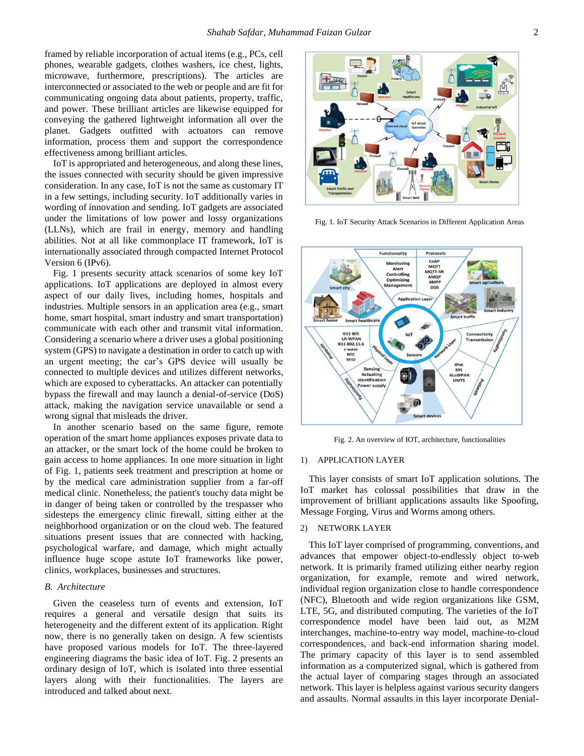framed by reliable incorporation of actual items (e.g., PCs, cell phones, wearable gadgets, clothes washers, ice chest, lights, microwave, furthermore, prescriptions). The articles are interconnected or associated to the web or people and are fit for communicating ongoing data about patients, property, traffic, and power. These brilliant articles are likewise equipped for conveying the gathered lightweight information all over the planet. Gadgets outfitted with actuators can remove information, process them and support the correspondence effectiveness among brilliant articles.

IoT is appropriated and heterogeneous, and along these lines, the issues connected with security should be given impressive consideration. In any case, IoT is not the same as customary IT in a few settings, including security. IoT additionally varies in wording of innovation and sending. IoT gadgets are associated under the limitations of low power and lossy organizations (LLNs), which are frail in energy, memory and handling abilities. Not at all like commonplace IT framework, IoT is internationally associated through compacted Internet Protocol Version 6 (IPv6).

Fig. 1 presents security attack scenarios of some key IoT applications. IoT applications are deployed in almost every aspect of our daily lives, including homes, hospitals and industries. Multiple sensors in an application area (e.g., smart home, smart hospital, smart industry and smart transportation) communicate with each other and transmit vital information. Considering a scenario where a driver uses a global positioning system (GPS) to navigate a destination in order to catch up with an urgent meeting; the car's GPS device will usually be connected to multiple devices and utilizes different networks, which are exposed to cyberattacks. An attacker can potentially bypass the firewall and may launch a denial-of-service (DoS) attack, making the navigation service unavailable or send a wrong signal that misleads the driver.

In another scenario based on the same figure, remote operation of the smart home appliances exposes private data to an attacker, or the smart lock of the home could be broken to gain access to home appliances. In one more situation in light of Fig. 1, patients seek treatment and prescription at home or by the medical care administration supplier from a far-off medical clinic. Nonetheless, the patient's touchy data might be in danger of being taken or controlled by the trespasser who sidesteps the emergency clinic firewall, sitting either at the neighborhood organization or on the cloud web. The featured situations present issues that are connected with hacking, psychological warfare, and damage, which might actually influence huge scope astute IoT frameworks like power, clinics, workplaces, businesses and structures.

### *B. Architecture*

Given the ceaseless turn of events and extension, IoT requires a general and versatile design that suits its heterogeneity and the different extent of its application. Right now, there is no generally taken on design. A few scientists have proposed various models for IoT. The three-layered engineering diagrams the basic idea of IoT. Fig. 2 presents an ordinary design of IoT, which is isolated into three essential layers along with their functionalities. The layers are introduced and talked about next.

Fig. 1. IoT Security Attack Scenarios in Different Application Areas

Fig. 2. An overview of IOT, architecture, functionalities

#### 1) APPLICATION LAYER

This layer consists of smart IoT application solutions. The IoT market has colossal possibilities that draw in the improvement of brilliant applications assaults like Spoofing, Message Forging, Virus and Worms among others.

#### 2) NETWORK LAYER

This IoT layer comprised of programming, conventions, and advances that empower object-to-endlessly object to-web network. It is primarily framed utilizing either nearby region organization, for example, remote and wired network, individual region organization close to handle correspondence (NFC), Bluetooth and wide region organizations like GSM, LTE, 5G, and distributed computing. The varieties of the IoT correspondence model have been laid out, as M2M interchanges, machine-to-entry way model, machine-to-cloud correspondences, and back-end information sharing model. The primary capacity of this layer is to send assembled information as a computerized signal, which is gathered from the actual layer of comparing stages through an associated network. This layer is helpless against various security dangers and assaults. Normal assaults in this layer incorporate Denial-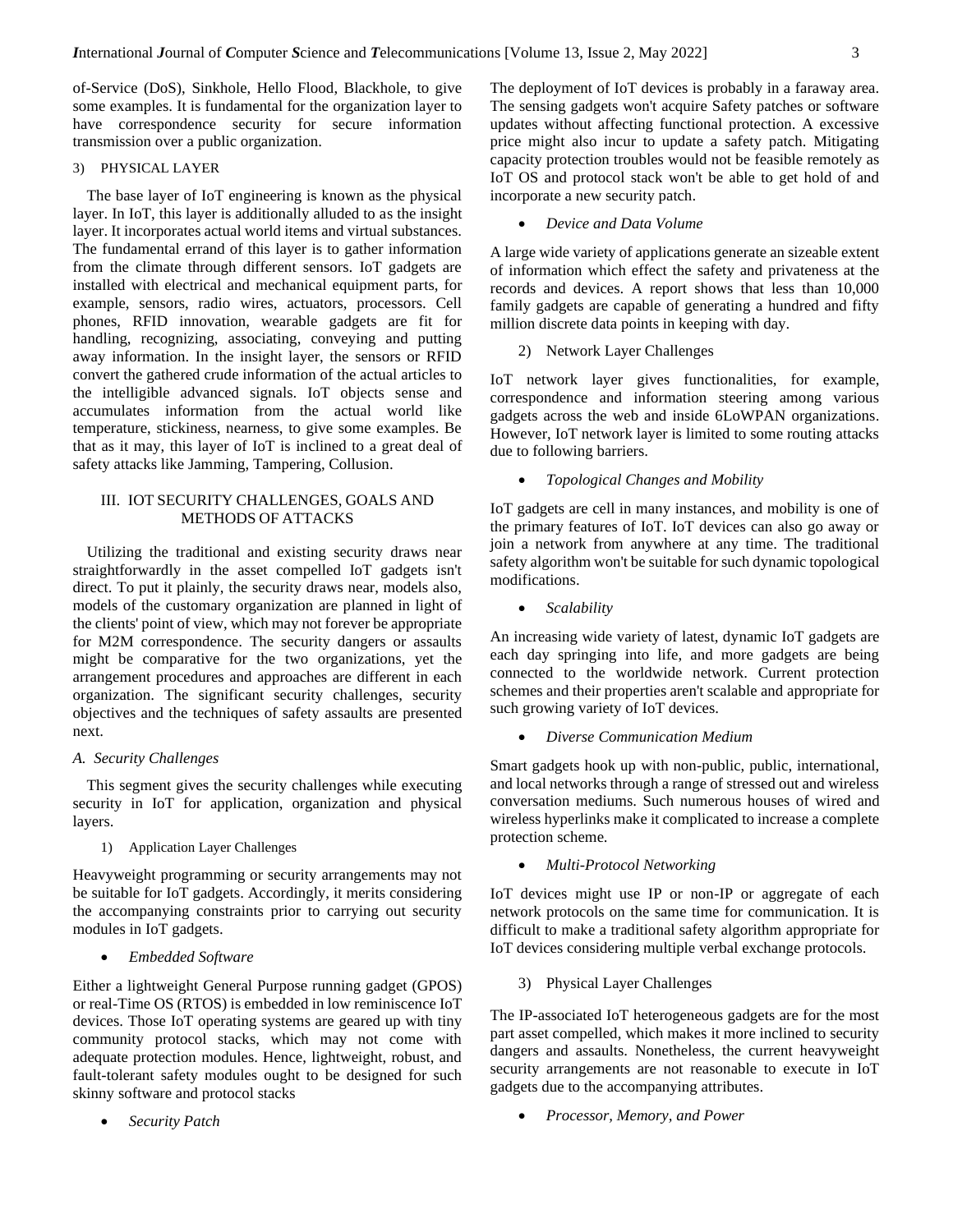of-Service (DoS), Sinkhole, Hello Flood, Blackhole, to give some examples. It is fundamental for the organization layer to have correspondence security for secure information transmission over a public organization.

#### 3) PHYSICAL LAYER

The base layer of IoT engineering is known as the physical layer. In IoT, this layer is additionally alluded to as the insight layer. It incorporates actual world items and virtual substances. The fundamental errand of this layer is to gather information from the climate through different sensors. IoT gadgets are installed with electrical and mechanical equipment parts, for example, sensors, radio wires, actuators, processors. Cell phones, RFID innovation, wearable gadgets are fit for handling, recognizing, associating, conveying and putting away information. In the insight layer, the sensors or RFID convert the gathered crude information of the actual articles to the intelligible advanced signals. IoT objects sense and accumulates information from the actual world like temperature, stickiness, nearness, to give some examples. Be that as it may, this layer of IoT is inclined to a great deal of safety attacks like Jamming, Tampering, Collusion.

## III. IOT SECURITY CHALLENGES, GOALS AND METHODS OF ATTACKS

Utilizing the traditional and existing security draws near straightforwardly in the asset compelled IoT gadgets isn't direct. To put it plainly, the security draws near, models also, models of the customary organization are planned in light of the clients' point of view, which may not forever be appropriate for M2M correspondence. The security dangers or assaults might be comparative for the two organizations, yet the arrangement procedures and approaches are different in each organization. The significant security challenges, security objectives and the techniques of safety assaults are presented next.

### A. Security Challenges

This segment gives the security challenges while executing security in IoT for application, organization and physical layers.

#### 1) Application Layer Challenges

Heavyweight programming or security arrangements may not be suitable for IoT gadgets. Accordingly, it merits considering the accompanying constraints prior to carrying out security modules in IoT gadgets.

- *Embedded Software*

Either a lightweight General Purpose running gadget (GPOS) or real-Time OS (RTOS) is embedded in low reminiscence IoT devices. Those IoT operating systems are geared up with tiny community protocol stacks, which may not come with adequate protection modules. Hence, lightweight, robust, and fault-tolerant safety modules ought to be designed for such skinny software and protocol stacks

- *Security Patch*

The deployment of IoT devices is probably in a faraway area. The sensing gadgets won't acquire Safety patches or software updates without affecting functional protection. A excessive price might also incur to update a safety patch. Mitigating capacity protection troubles would not be feasible remotely as IoT OS and protocol stack won't be able to get hold of and incorporate a new security patch.

- *Device and Data Volume*

A large wide variety of applications generate an sizeable extent of information which effect the safety and privateness at the records and devices. A report shows that less than 10,000 family gadgets are capable of generating a hundred and fifty million discrete data points in keeping with day.

#### 2) Network Layer Challenges

IoT network layer gives functionalities, for example, correspondence and information steering among various gadgets across the web and inside 6LoWPAN organizations. However, IoT network layer is limited to some routing attacks due to following barriers.

- *Topological Changes and Mobility*

IoT gadgets are cell in many instances, and mobility is one of the primary features of IoT. IoT devices can also go away or join a network from anywhere at any time. The traditional safety algorithm won't be suitable for such dynamic topological modifications.

- *Scalability*

An increasing wide variety of latest, dynamic IoT gadgets are each day springing into life, and more gadgets are being connected to the worldwide network. Current protection schemes and their properties aren't scalable and appropriate for such growing variety of IoT devices.

- *Diverse Communication Medium*

Smart gadgets hook up with non-public, public, international, and local networks through a range of stressed out and wireless conversation mediums. Such numerous houses of wired and wireless hyperlinks make it complicated to increase a complete protection scheme.

- *Multi-Protocol Networking*

IoT devices might use IP or non-IP or aggregate of each network protocols on the same time for communication. It is difficult to make a traditional safety algorithm appropriate for IoT devices considering multiple verbal exchange protocols.

#### 3) Physical Layer Challenges

The IP-associated IoT heterogeneous gadgets are for the most part asset compelled, which makes it more inclined to security dangers and assaults. Nonetheless, the current heavyweight security arrangements are not reasonable to execute in IoT gadgets due to the accompanying attributes.

- *Processor, Memory, and Power*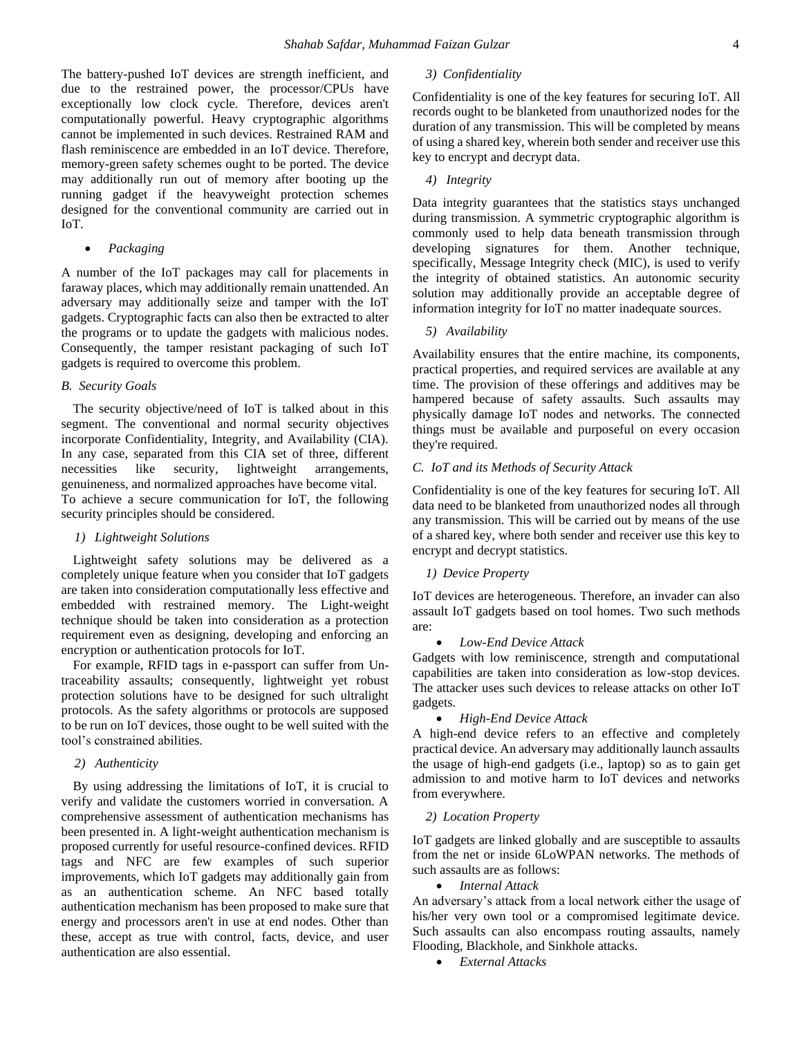The battery-pushed IoT devices are strength inefficient, and due to the restrained power, the processor/CPUs have exceptionally low clock cycle. Therefore, devices aren't computationally powerful. Heavy cryptographic algorithms cannot be implemented in such devices. Restrained RAM and flash reminiscence are embedded in an IoT device. Therefore, memory-green safety schemes ought to be ported. The device may additionally run out of memory after booting up the running gadget if the heavyweight protection schemes designed for the conventional community are carried out in IoT.

- *Packaging*

A number of the IoT packages may call for placements in faraway places, which may additionally remain unattended. An adversary may additionally seize and tamper with the IoT gadgets. Cryptographic facts can also then be extracted to alter the programs or to update the gadgets with malicious nodes. Consequently, the tamper resistant packaging of such IoT gadgets is required to overcome this problem.

### *B. Security Goals*

The security objective/need of IoT is talked about in this segment. The conventional and normal security objectives incorporate Confidentiality, Integrity, and Availability (CIA). In any case, separated from this CIA set of three, different necessities like security, lightweight arrangements, genuineness, and normalized approaches have become vital. To achieve a secure communication for IoT, the following security principles should be considered.

#### *1) Lightweight Solutions*

Lightweight safety solutions may be delivered as a completely unique feature when you consider that IoT gadgets are taken into consideration computationally less effective and embedded with restrained memory. The Light-weight technique should be taken into consideration as a protection requirement even as designing, developing and enforcing an encryption or authentication protocols for IoT.

For example, RFID tags in e-passport can suffer from Un-traceability assaults; consequently, lightweight yet robust protection solutions have to be designed for such ultralight protocols. As the safety algorithms or protocols are supposed to be run on IoT devices, those ought to be well suited with the tool's constrained abilities.

#### *2) Authenticity*

By using addressing the limitations of IoT, it is crucial to verify and validate the customers worried in conversation. A comprehensive assessment of authentication mechanisms has been presented in. A light-weight authentication mechanism is proposed currently for useful resource-confined devices. RFID tags and NFC are few examples of such superior improvements, which IoT gadgets may additionally gain from as an authentication scheme. An NFC based totally authentication mechanism has been proposed to make sure that energy and processors aren't in use at end nodes. Other than these, accept as true with control, facts, device, and user authentication are also essential.

#### *3) Confidentiality*

Confidentiality is one of the key features for securing IoT. All records ought to be blanketed from unauthorized nodes for the duration of any transmission. This will be completed by means of using a shared key, wherein both sender and receiver use this key to encrypt and decrypt data.

#### *4) Integrity*

Data integrity guarantees that the statistics stays unchanged during transmission. A symmetric cryptographic algorithm is commonly used to help data beneath transmission through developing signatures for them. Another technique, specifically, Message Integrity check (MIC), is used to verify the integrity of obtained statistics. An autonomic security solution may additionally provide an acceptable degree of information integrity for IoT no matter inadequate sources.

#### *5) Availability*

Availability ensures that the entire machine, its components, practical properties, and required services are available at any time. The provision of these offerings and additives may be hampered because of safety assaults. Such assaults may physically damage IoT nodes and networks. The connected things must be available and purposeful on every occasion they're required.

### *C. IoT and its Methods of Security Attack*

Confidentiality is one of the key features for securing IoT. All data need to be blanketed from unauthorized nodes all through any transmission. This will be carried out by means of the use of a shared key, where both sender and receiver use this key to encrypt and decrypt statistics.

#### *1) Device Property*

IoT devices are heterogeneous. Therefore, an invader can also assault IoT gadgets based on tool homes. Two such methods are:

- *Low-End Device Attack*

Gadgets with low reminiscence, strength and computational capabilities are taken into consideration as low-stop devices. The attacker uses such devices to release attacks on other IoT gadgets.

- *High-End Device Attack*

A high-end device refers to an effective and completely practical device. An adversary may additionally launch assaults the usage of high-end gadgets (i.e., laptop) so as to gain get admission to and motive harm to IoT devices and networks from everywhere.

#### *2) Location Property*

IoT gadgets are linked globally and are susceptible to assaults from the net or inside 6LoWPAN networks. The methods of such assaults are as follows:

- *Internal Attack*

An adversary's attack from a local network either the usage of his/her very own tool or a compromised legitimate device. Such assaults can also encompass routing assaults, namely Flooding, Blackhole, and Sinkhole attacks.

- *External Attacks*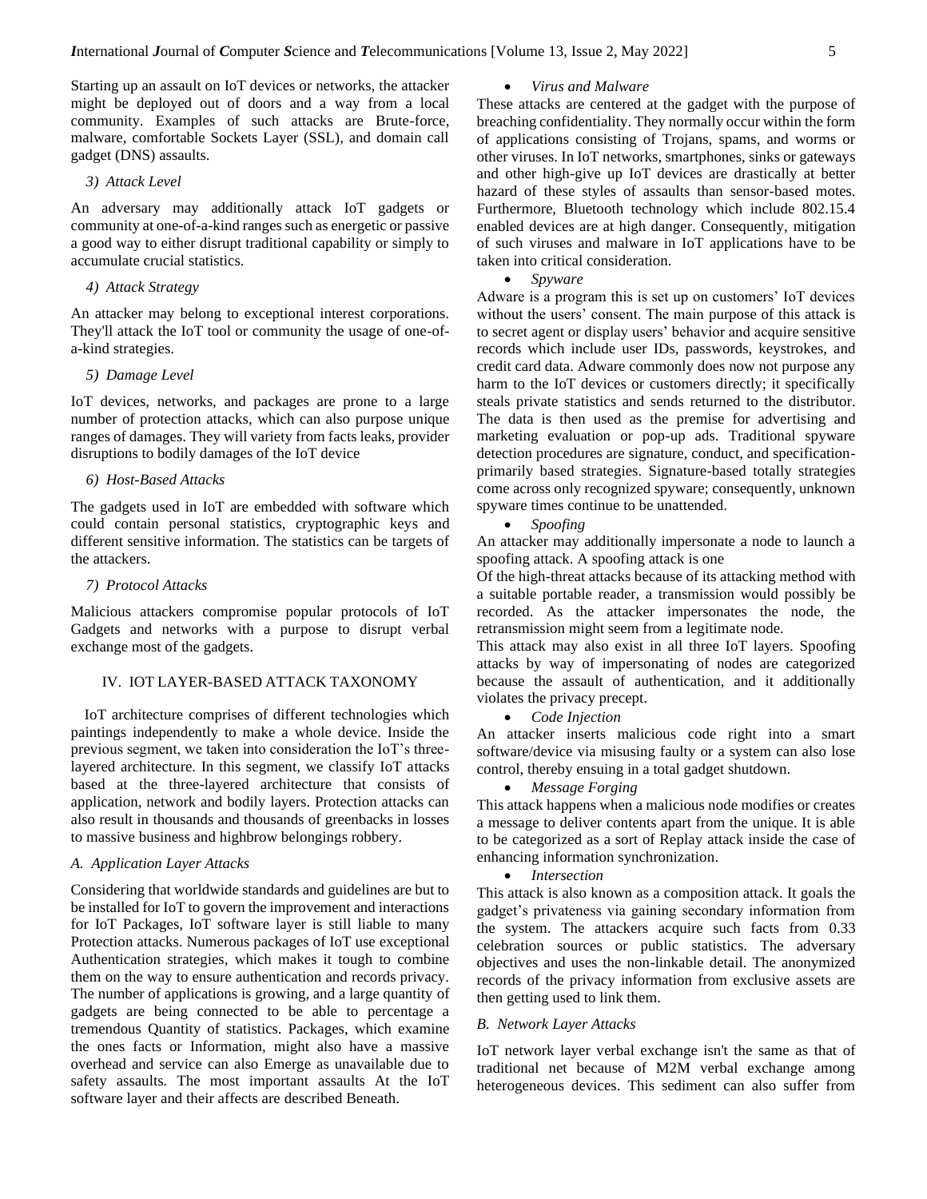Starting up an assault on IoT devices or networks, the attacker might be deployed out of doors and a way from a local community. Examples of such attacks are Brute-force, malware, comfortable Sockets Layer (SSL), and domain call gadget (DNS) assaults.

#### 3) Attack Level

An adversary may additionally attack IoT gadgets or community at one-of-a-kind ranges such as energetic or passive a good way to either disrupt traditional capability or simply to accumulate crucial statistics.

#### 4) Attack Strategy

An attacker may belong to exceptional interest corporations. They'll attack the IoT tool or community the usage of one-of-a-kind strategies.

#### 5) Damage Level

IoT devices, networks, and packages are prone to a large number of protection attacks, which can also purpose unique ranges of damages. They will variety from facts leaks, provider disruptions to bodily damages of the IoT device

#### 6) Host-Based Attacks

The gadgets used in IoT are embedded with software which could contain personal statistics, cryptographic keys and different sensitive information. The statistics can be targets of the attackers.

#### 7) Protocol Attacks

Malicious attackers compromise popular protocols of IoT Gadgets and networks with a purpose to disrupt verbal exchange most of the gadgets.

## IV. IOT LAYER-BASED ATTACK TAXONOMY

IoT architecture comprises of different technologies which paintings independently to make a whole device. Inside the previous segment, we taken into consideration the IoT's three-layered architecture. In this segment, we classify IoT attacks based at the three-layered architecture that consists of application, network and bodily layers. Protection attacks can also result in thousands and thousands of greenbacks in losses to massive business and highbrow belongings robbery.

### *A. Application Layer Attacks*

Considering that worldwide standards and guidelines are but to be installed for IoT to govern the improvement and interactions for IoT Packages, IoT software layer is still liable to many Protection attacks. Numerous packages of IoT use exceptional Authentication strategies, which makes it tough to combine them on the way to ensure authentication and records privacy. The number of applications is growing, and a large quantity of gadgets are being connected to be able to percentage a tremendous Quantity of statistics. Packages, which examine the ones facts or Information, might also have a massive overhead and service can also Emerge as unavailable due to safety assaults. The most important assaults At the IoT software layer and their affects are described Beneath.

- *Virus and Malware*

These attacks are centered at the gadget with the purpose of breaching confidentiality. They normally occur within the form of applications consisting of Trojans, spams, and worms or other viruses. In IoT networks, smartphones, sinks or gateways and other high-give up IoT devices are drastically at better hazard of these styles of assaults than sensor-based motes. Furthermore, Bluetooth technology which include 802.15.4 enabled devices are at high danger. Consequently, mitigation of such viruses and malware in IoT applications have to be taken into critical consideration.

- *Spyware*

Adware is a program this is set up on customers' IoT devices without the users' consent. The main purpose of this attack is to secret agent or display users' behavior and acquire sensitive records which include user IDs, passwords, keystrokes, and credit card data. Adware commonly does now not purpose any harm to the IoT devices or customers directly; it specifically steals private statistics and sends returned to the distributor. The data is then used as the premise for advertising and marketing evaluation or pop-up ads. Traditional spyware detection procedures are signature, conduct, and specification-primarily based strategies. Signature-based totally strategies come across only recognized spyware; consequently, unknown spyware times continue to be unattended.

- *Spoofing*

An attacker may additionally impersonate a node to launch a spoofing attack. A spoofing attack is one

Of the high-threat attacks because of its attacking method with a suitable portable reader, a transmission would possibly be recorded. As the attacker impersonates the node, the retransmission might seem from a legitimate node.

This attack may also exist in all three IoT layers. Spoofing attacks by way of impersonating of nodes are categorized because the assault of authentication, and it additionally violates the privacy precept.

- *Code Injection*

An attacker inserts malicious code right into a smart software/device via misusing faulty or a system can also lose control, thereby ensuing in a total gadget shutdown.

- *Message Forging*

This attack happens when a malicious node modifies or creates a message to deliver contents apart from the unique. It is able to be categorized as a sort of Replay attack inside the case of enhancing information synchronization.

- *Intersection*

This attack is also known as a composition attack. It goals the gadget's privateness via gaining secondary information from the system. The attackers acquire such facts from 0.33 celebration sources or public statistics. The adversary objectives and uses the non-linkable detail. The anonymized records of the privacy information from exclusive assets are then getting used to link them.

### *B. Network Layer Attacks*

IoT network layer verbal exchange isn't the same as that of traditional net because of M2M verbal exchange among heterogeneous devices. This sediment can also suffer from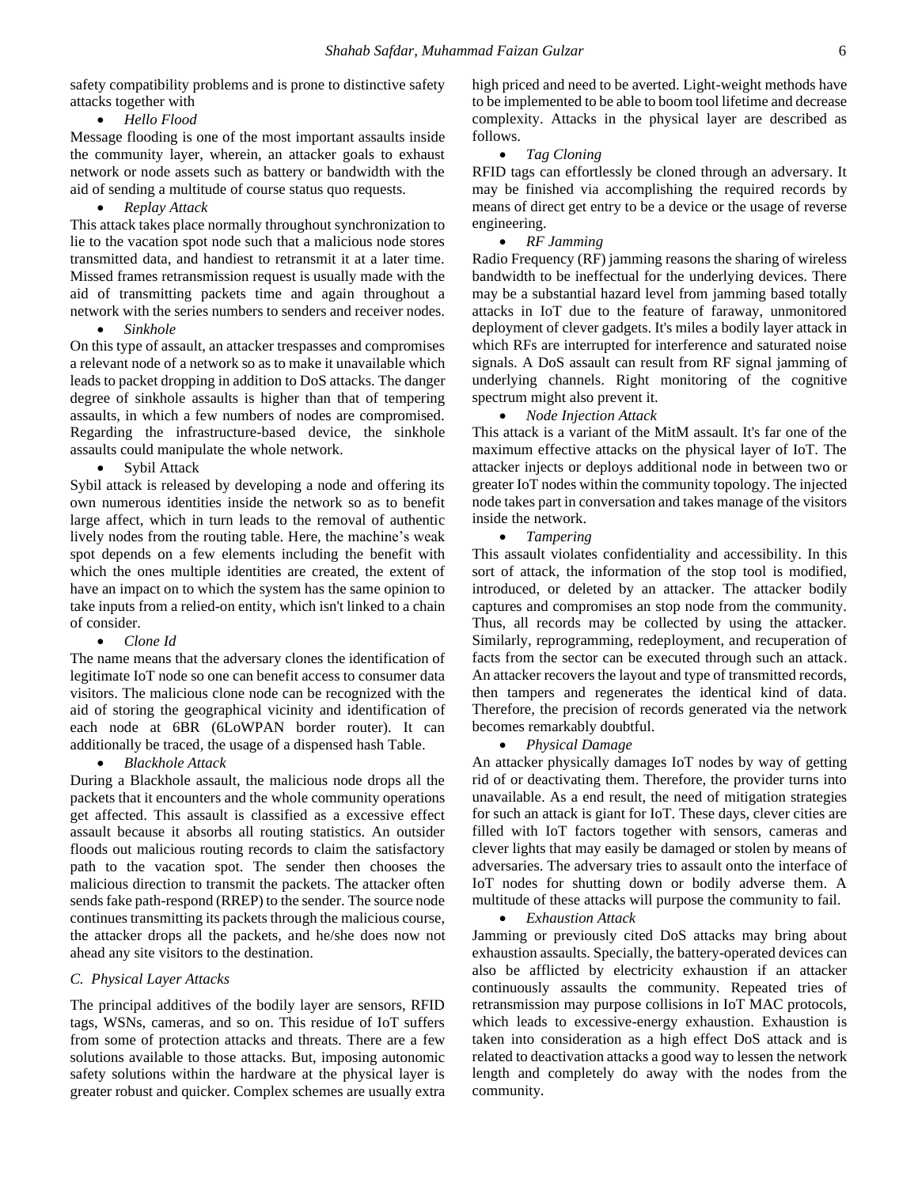safety compatibility problems and is prone to distinctive safety attacks together with

- *Hello Flood*

Message flooding is one of the most important assaults inside the community layer, wherein, an attacker goals to exhaust network or node assets such as battery or bandwidth with the aid of sending a multitude of course status quo requests.

- *Replay Attack*

This attack takes place normally throughout synchronization to lie to the vacation spot node such that a malicious node stores transmitted data, and handiest to retransmit it at a later time. Missed frames retransmission request is usually made with the aid of transmitting packets time and again throughout a network with the series numbers to senders and receiver nodes.

- *Sinkhole*

On this type of assault, an attacker trespasses and compromises a relevant node of a network so as to make it unavailable which leads to packet dropping in addition to DoS attacks. The danger degree of sinkhole assaults is higher than that of tempering assaults, in which a few numbers of nodes are compromised. Regarding the infrastructure-based device, the sinkhole assaults could manipulate the whole network.

- Sybil Attack

Sybil attack is released by developing a node and offering its own numerous identities inside the network so as to benefit large affect, which in turn leads to the removal of authentic lively nodes from the routing table. Here, the machine's weak spot depends on a few elements including the benefit with which the ones multiple identities are created, the extent of have an impact on to which the system has the same opinion to take inputs from a relied-on entity, which isn't linked to a chain of consider.

- *Clone Id*

The name means that the adversary clones the identification of legitimate IoT node so one can benefit access to consumer data visitors. The malicious clone node can be recognized with the aid of storing the geographical vicinity and identification of each node at 6BR (6LoWPAN border router). It can additionally be traced, the usage of a dispensed hash Table.

- *Blackhole Attack*

During a Blackhole assault, the malicious node drops all the packets that it encounters and the whole community operations get affected. This assault is classified as a excessive effect assault because it absorbs all routing statistics. An outsider floods out malicious routing records to claim the satisfactory path to the vacation spot. The sender then chooses the malicious direction to transmit the packets. The attacker often sends fake path-respond (RREP) to the sender. The source node continues transmitting its packets through the malicious course, the attacker drops all the packets, and he/she does now not ahead any site visitors to the destination.

### *C. Physical Layer Attacks*

The principal additives of the bodily layer are sensors, RFID tags, WSNs, cameras, and so on. This residue of IoT suffers from some of protection attacks and threats. There are a few solutions available to those attacks. But, imposing autonomic safety solutions within the hardware at the physical layer is greater robust and quicker. Complex schemes are usually extra high priced and need to be averted. Light-weight methods have to be implemented to be able to boom tool lifetime and decrease complexity. Attacks in the physical layer are described as follows.

- *Tag Cloning*

RFID tags can effortlessly be cloned through an adversary. It may be finished via accomplishing the required records by means of direct get entry to be a device or the usage of reverse engineering.

- *RF Jamming*

Radio Frequency (RF) jamming reasons the sharing of wireless bandwidth to be ineffectual for the underlying devices. There may be a substantial hazard level from jamming based totally attacks in IoT due to the feature of faraway, unmonitored deployment of clever gadgets. It's miles a bodily layer attack in which RFs are interrupted for interference and saturated noise signals. A DoS assault can result from RF signal jamming of underlying channels. Right monitoring of the cognitive spectrum might also prevent it.

- *Node Injection Attack*

This attack is a variant of the MitM assault. It's far one of the maximum effective attacks on the physical layer of IoT. The attacker injects or deploys additional node in between two or greater IoT nodes within the community topology. The injected node takes part in conversation and takes manage of the visitors inside the network.

- *Tampering*

This assault violates confidentiality and accessibility. In this sort of attack, the information of the stop tool is modified, introduced, or deleted by an attacker. The attacker bodily captures and compromises an stop node from the community. Thus, all records may be collected by using the attacker. Similarly, reprogramming, redeployment, and recuperation of facts from the sector can be executed through such an attack. An attacker recovers the layout and type of transmitted records, then tampers and regenerates the identical kind of data. Therefore, the precision of records generated via the network becomes remarkably doubtful.

- *Physical Damage*

An attacker physically damages IoT nodes by way of getting rid of or deactivating them. Therefore, the provider turns into unavailable. As a end result, the need of mitigation strategies for such an attack is giant for IoT. These days, clever cities are filled with IoT factors together with sensors, cameras and clever lights that may easily be damaged or stolen by means of adversaries. The adversary tries to assault onto the interface of IoT nodes for shutting down or bodily adverse them. A multitude of these attacks will purpose the community to fail.

- *Exhaustion Attack*

Jamming or previously cited DoS attacks may bring about exhaustion assaults. Specially, the battery-operated devices can also be afflicted by electricity exhaustion if an attacker continuously assaults the community. Repeated tries of retransmission may purpose collisions in IoT MAC protocols, which leads to excessive-energy exhaustion. Exhaustion is taken into consideration as a high effect DoS attack and is related to deactivation attacks a good way to lessen the network length and completely do away with the nodes from the community.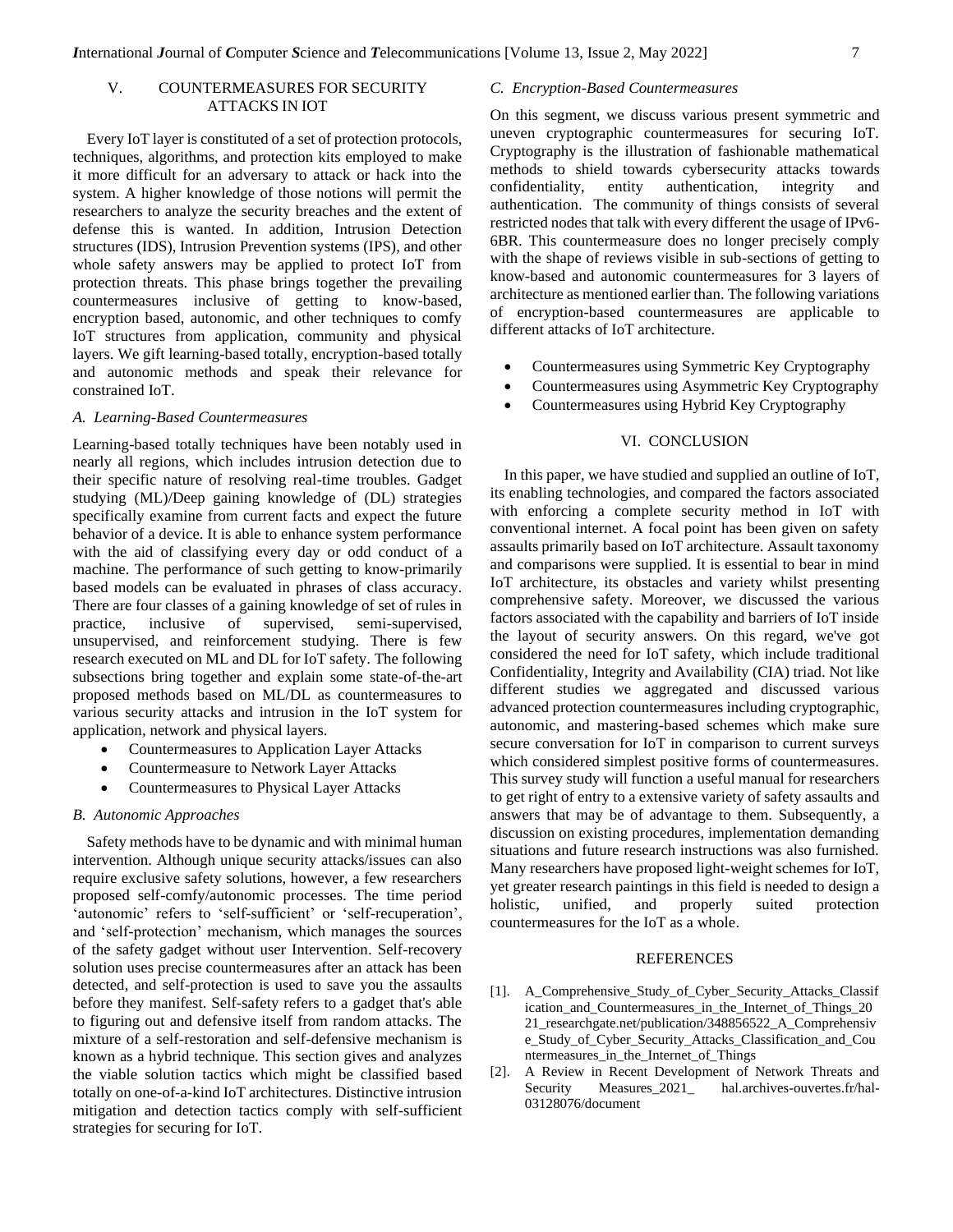## V. COUNTERMEASURES FOR SECURITY ATTACKS IN IOT

Every IoT layer is constituted of a set of protection protocols, techniques, algorithms, and protection kits employed to make it more difficult for an adversary to attack or hack into the system. A higher knowledge of those notions will permit the researchers to analyze the security breaches and the extent of defense this is wanted. In addition, Intrusion Detection structures (IDS), Intrusion Prevention systems (IPS), and other whole safety answers may be applied to protect IoT from protection threats. This phase brings together the prevailing countermeasures inclusive of getting to know-based, encryption based, autonomic, and other techniques to comfy IoT structures from application, community and physical layers. We gift learning-based totally, encryption-based totally and autonomic methods and speak their relevance for constrained IoT.

### A. Learning-Based Countermeasures

Learning-based totally techniques have been notably used in nearly all regions, which includes intrusion detection due to their specific nature of resolving real-time troubles. Gadget studying (ML)/Deep gaining knowledge of (DL) strategies specifically examine from current facts and expect the future behavior of a device. It is able to enhance system performance with the aid of classifying every day or odd conduct of a machine. The performance of such getting to know-primarily based models can be evaluated in phrases of class accuracy. There are four classes of a gaining knowledge of set of rules in practice, inclusive of supervised, semi-supervised, unsupervised, and reinforcement studying. There is few research executed on ML and DL for IoT safety. The following subsections bring together and explain some state-of-the-art proposed methods based on ML/DL as countermeasures to various security attacks and intrusion in the IoT system for application, network and physical layers.

- Countermeasures to Application Layer Attacks
- Countermeasure to Network Layer Attacks
- Countermeasures to Physical Layer Attacks

### B. Autonomic Approaches

Safety methods have to be dynamic and with minimal human intervention. Although unique security attacks/issues can also require exclusive safety solutions, however, a few researchers proposed self-comfy/autonomic processes. The time period 'autonomic' refers to 'self-sufficient' or 'self-recuperation', and 'self-protection' mechanism, which manages the sources of the safety gadget without user Intervention. Self-recovery solution uses precise countermeasures after an attack has been detected, and self-protection is used to save you the assaults before they manifest. Self-safety refers to a gadget that's able to figuring out and defensive itself from random attacks. The mixture of a self-restoration and self-defensive mechanism is known as a hybrid technique. This section gives and analyzes the viable solution tactics which might be classified based totally on one-of-a-kind IoT architectures. Distinctive intrusion mitigation and detection tactics comply with self-sufficient strategies for securing for IoT.

### C. Encryption-Based Countermeasures

On this segment, we discuss various present symmetric and uneven cryptographic countermeasures for securing IoT. Cryptography is the illustration of fashionable mathematical methods to shield towards cybersecurity attacks towards confidentiality, entity authentication, integrity and authentication. The community of things consists of several restricted nodes that talk with every different the usage of IPv6-6BR. This countermeasure does no longer precisely comply with the shape of reviews visible in sub-sections of getting to know-based and autonomic countermeasures for 3 layers of architecture as mentioned earlier than. The following variations of encryption-based countermeasures are applicable to different attacks of IoT architecture.

- Countermeasures using Symmetric Key Cryptography
- Countermeasures using Asymmetric Key Cryptography
- Countermeasures using Hybrid Key Cryptography

## VI. CONCLUSION

In this paper, we have studied and supplied an outline of IoT, its enabling technologies, and compared the factors associated with enforcing a complete security method in IoT with conventional internet. A focal point has been given on safety assaults primarily based on IoT architecture. Assault taxonomy and comparisons were supplied. It is essential to bear in mind IoT architecture, its obstacles and variety whilst presenting comprehensive safety. Moreover, we discussed the various factors associated with the capability and barriers of IoT inside the layout of security answers. On this regard, we've got considered the need for IoT safety, which include traditional Confidentiality, Integrity and Availability (CIA) triad. Not like different studies we aggregated and discussed various advanced protection countermeasures including cryptographic, autonomic, and mastering-based schemes which make sure secure conversation for IoT in comparison to current surveys which considered simplest positive forms of countermeasures. This survey study will function a useful manual for researchers to get right of entry to a extensive variety of safety assaults and answers that may be of advantage to them. Subsequently, a discussion on existing procedures, implementation demanding situations and future research instructions was also furnished. Many researchers have proposed light-weight schemes for IoT, yet greater research paintings in this field is needed to design a holistic, unified, and properly suited protection countermeasures for the IoT as a whole.

## REFERENCES

[1]. A_Comprehensive_Study_of_Cyber_Security_Attacks_Classification_and_Countermeasures_in_the_Internet_of_Things_2021_researchgate.net/publication/348856522_A_Comprehensive_Study_of_Cyber_Security_Attacks_Classification_and_Countermeasures_in_the_Internet_of_Things

[2]. A Review in Recent Development of Network Threats and Security Measures_2021_ hal.archives-ouvertes.fr/hal-03128076/document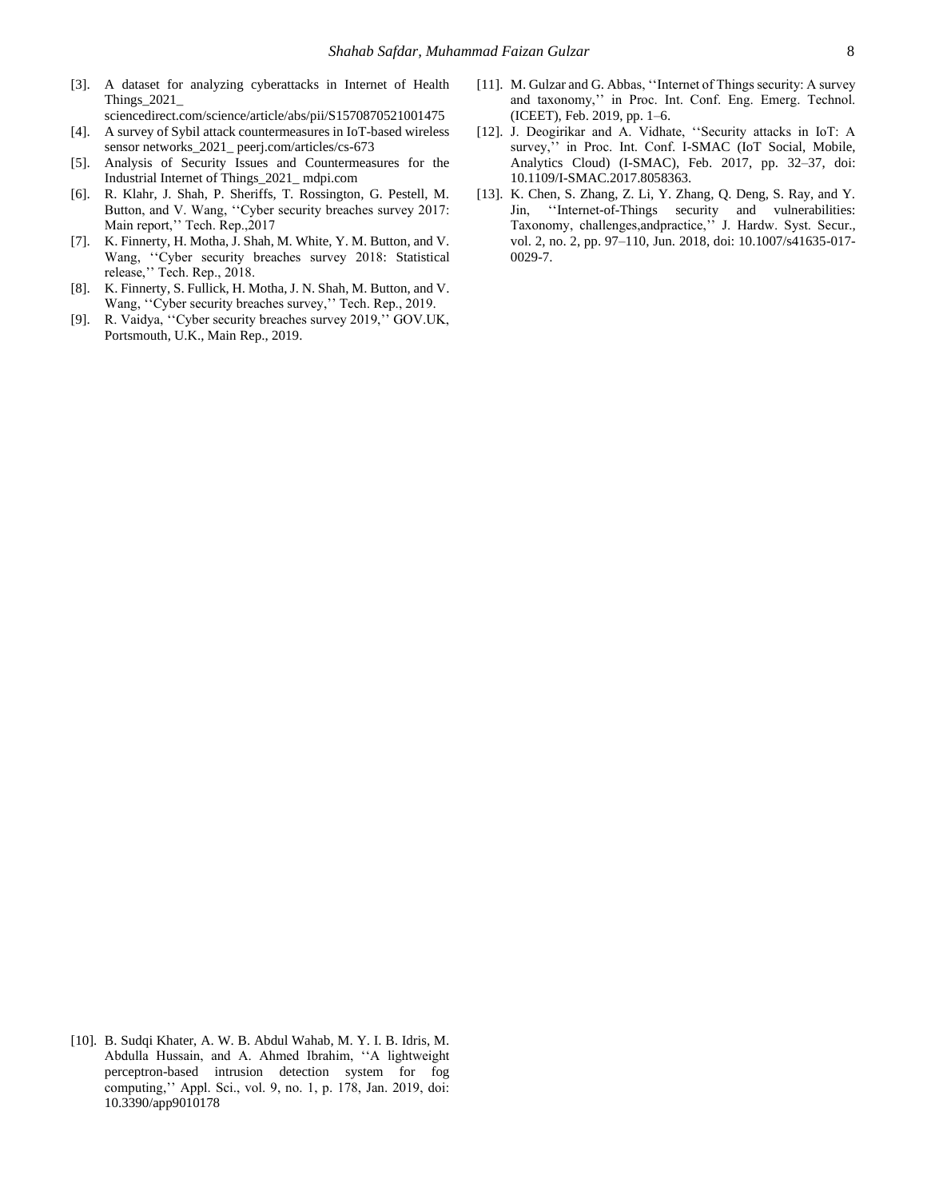[3]. A dataset for analyzing cyberattacks in Internet of Health Things_2021_ sciencedirect.com/science/article/abs/pii/S1570870521001475

[4]. A survey of Sybil attack countermeasures in IoT-based wireless sensor networks_2021_ peerj.com/articles/cs-673

[5]. Analysis of Security Issues and Countermeasures for the Industrial Internet of Things_2021_ mdpi.com

[6]. R. Klahr, J. Shah, P. Sheriffs, T. Rossington, G. Pestell, M. Button, and V. Wang, ''Cyber security breaches survey 2017: Main report,'' Tech. Rep.,2017

[7]. K. Finnerty, H. Motha, J. Shah, M. White, Y. M. Button, and V. Wang, ''Cyber security breaches survey 2018: Statistical release,'' Tech. Rep., 2018.

[8]. K. Finnerty, S. Fullick, H. Motha, J. N. Shah, M. Button, and V. Wang, ''Cyber security breaches survey,'' Tech. Rep., 2019.

[9]. R. Vaidya, ''Cyber security breaches survey 2019,'' GOV.UK, Portsmouth, U.K., Main Rep., 2019.

[10]. B. Sudqi Khater, A. W. B. Abdul Wahab, M. Y. I. B. Idris, M. Abdulla Hussain, and A. Ahmed Ibrahim, ''A lightweight perceptron-based intrusion detection system for fog computing,'' Appl. Sci., vol. 9, no. 1, p. 178, Jan. 2019, doi: 10.3390/app9010178

[11]. M. Gulzar and G. Abbas, ''Internet of Things security: A survey and taxonomy,'' in Proc. Int. Conf. Eng. Emerg. Technol. (ICEET), Feb. 2019, pp. 1–6.

[12]. J. Deogirikar and A. Vidhate, ''Security attacks in IoT: A survey,'' in Proc. Int. Conf. I-SMAC (IoT Social, Mobile, Analytics Cloud) (I-SMAC), Feb. 2017, pp. 32–37, doi: 10.1109/I-SMAC.2017.8058363.

[13]. K. Chen, S. Zhang, Z. Li, Y. Zhang, Q. Deng, S. Ray, and Y. Jin, ''Internet-of-Things security and vulnerabilities: Taxonomy, challenges,andpractice,'' J. Hardw. Syst. Secur., vol. 2, no. 2, pp. 97–110, Jun. 2018, doi: 10.1007/s41635-017-0029-7.